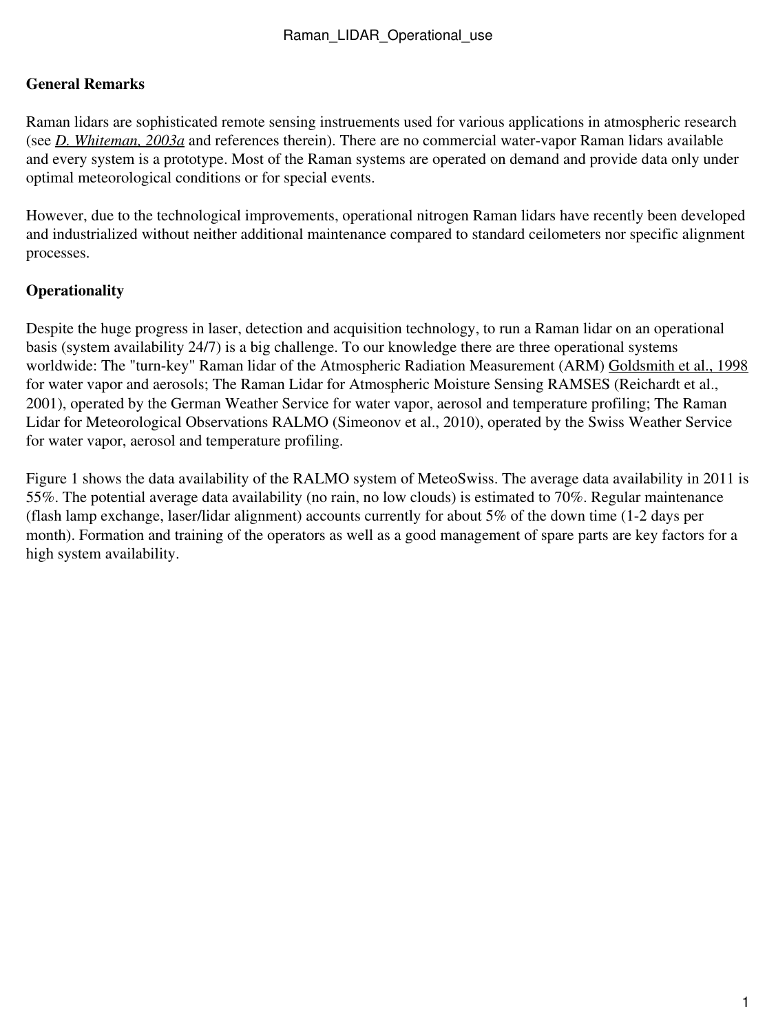**General Remarks**

Raman lidars are sophisticated remote sensing instruements used for various applications in atmospheric research (see *D. Whiteman, 2003a* and references therein). There are no commercial water-vapor Raman lidars available and every system is a prototype. Most of the Raman systems are operated on demand and provide data only under optimal meteorological conditions or for special events.

However, due to the technological improvements, operational nitrogen Raman lidars have recently been developed and industrialized without neither additional maintenance compared to standard ceilometers nor specific alignment processes.

**Operationality**

Despite the huge progress in laser, detection and acquisition technology, to run a Raman lidar on an operational basis (system availability 24/7) is a big challenge. To our knowledge there are three operational systems worldwide: The "turn-key" Raman lidar of the Atmospheric Radiation Measurement (ARM) Goldsmith et al., 1998 for water vapor and aerosols; The Raman Lidar for Atmospheric Moisture Sensing RAMSES (Reichardt et al., 2001), operated by the German Weather Service for water vapor, aerosol and temperature profiling; The Raman Lidar for Meteorological Observations RALMO (Simeonov et al., 2010), operated by the Swiss Weather Service for water vapor, aerosol and temperature profiling.

Figure 1 shows the data availability of the RALMO system of MeteoSwiss. The average data availability in 2011 is 55%. The potential average data availability (no rain, no low clouds) is estimated to 70%. Regular maintenance (flash lamp exchange, laser/lidar alignment) accounts currently for about 5% of the down time (1-2 days per month). Formation and training of the operators as well as a good management of spare parts are key factors for a high system availability.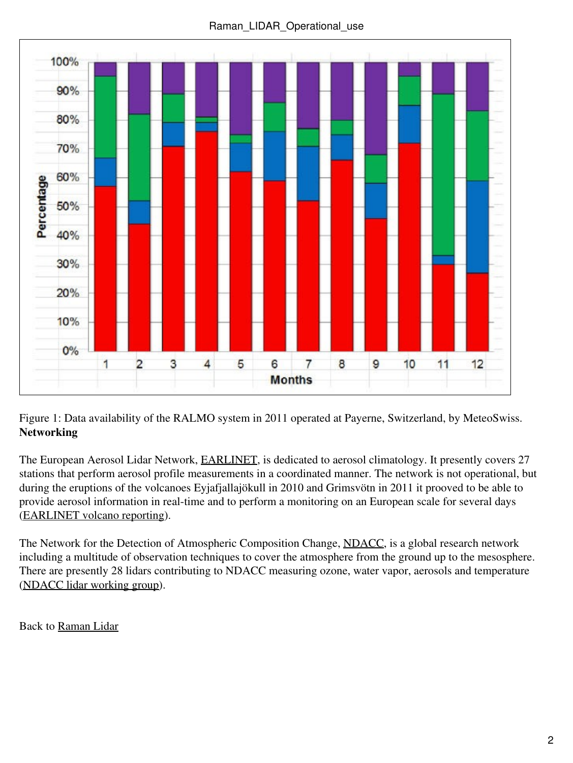100%
90%
80%
70%
60%
50%
40%
30%
20%
10%
0%
Percentage
1 2 3 4 5 6 7 8 9 10 11 12
Months

Figure 1: Data availability of the RALMO system in 2011 operated at Payerne, Switzerland, by MeteoSwiss.

**Networking**

The European Aerosol Lidar Network, EARLINET, is dedicated to aerosol climatology. It presently covers 27 stations that perform aerosol profile measurements in a coordinated manner. The network is not operational, but during the eruptions of the volcanoes Eyjafjallajökull in 2010 and Grimsvötn in 2011 it prooved to be able to provide aerosol information in real-time and to perform a monitoring on an European scale for several days (EARLINET volcano reporting).

The Network for the Detection of Atmospheric Composition Change, NDACC, is a global research network including a multitude of observation techniques to cover the atmosphere from the ground up to the mesosphere. There are presently 28 lidars contributing to NDACC measuring ozone, water vapor, aerosols and temperature (NDACC lidar working group).

Back to Raman Lidar